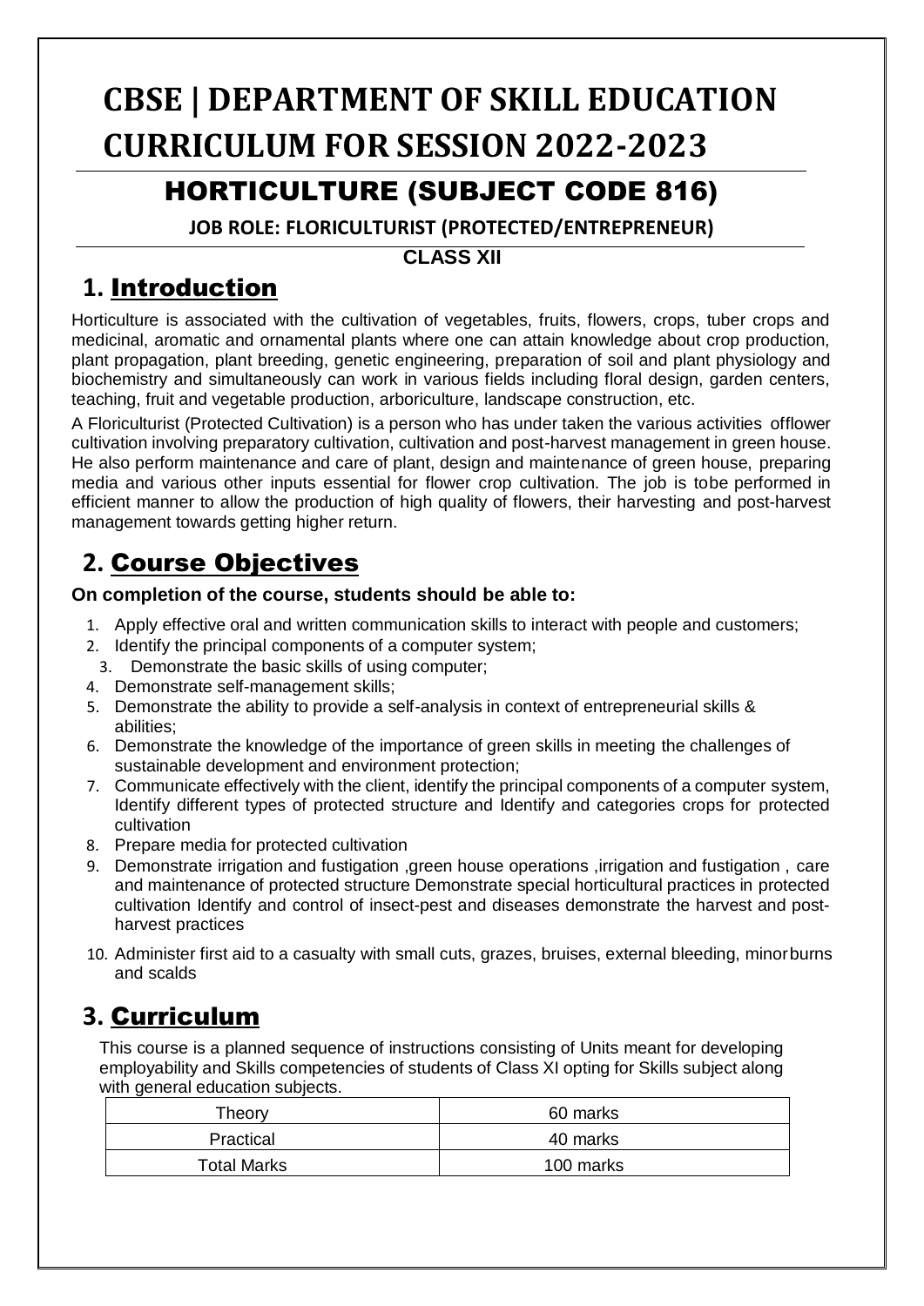# CBSE | DEPARTMENT OF SKILL EDUCATION CURRICULUM FOR SESSION 2022-2023

## HORTICULTURE (SUBJECT CODE 816)

**JOB ROLE: FLORICULTURIST (PROTECTED/ENTREPRENEUR)**

**CLASS XII**

## 1. Introduction

Horticulture is associated with the cultivation of vegetables, fruits, flowers, crops, tuber crops and medicinal, aromatic and ornamental plants where one can attain knowledge about crop production, plant propagation, plant breeding, genetic engineering, preparation of soil and plant physiology and biochemistry and simultaneously can work in various fields including floral design, garden centers, teaching, fruit and vegetable production, arboriculture, landscape construction, etc.

A Floriculturist (Protected Cultivation) is a person who has under taken the various activities offlower cultivation involving preparatory cultivation, cultivation and post-harvest management in green house. He also perform maintenance and care of plant, design and maintenance of green house, preparing media and various other inputs essential for flower crop cultivation. The job is tobe performed in efficient manner to allow the production of high quality of flowers, their harvesting and post-harvest management towards getting higher return.

## 2. Course Objectives

**On completion of the course, students should be able to:**

1. Apply effective oral and written communication skills to interact with people and customers;
2. Identify the principal components of a computer system;
3. Demonstrate the basic skills of using computer;
4. Demonstrate self-management skills;
5. Demonstrate the ability to provide a self-analysis in context of entrepreneurial skills & abilities;
6. Demonstrate the knowledge of the importance of green skills in meeting the challenges of sustainable development and environment protection;
7. Communicate effectively with the client, identify the principal components of a computer system, Identify different types of protected structure and Identify and categories crops for protected cultivation
8. Prepare media for protected cultivation
9. Demonstrate irrigation and fustigation ,green house operations ,irrigation and fustigation , care and maintenance of protected structure Demonstrate special horticultural practices in protected cultivation Identify and control of insect-pest and diseases demonstrate the harvest and post-harvest practices
10. Administer first aid to a casualty with small cuts, grazes, bruises, external bleeding, minorburns and scalds

## 3. Curriculum

This course is a planned sequence of instructions consisting of Units meant for developing employability and Skills competencies of students of Class XI opting for Skills subject along with general education subjects.

| Theory | 60 marks |
|---|---|
| Practical | 40 marks |
| Total Marks | 100 marks |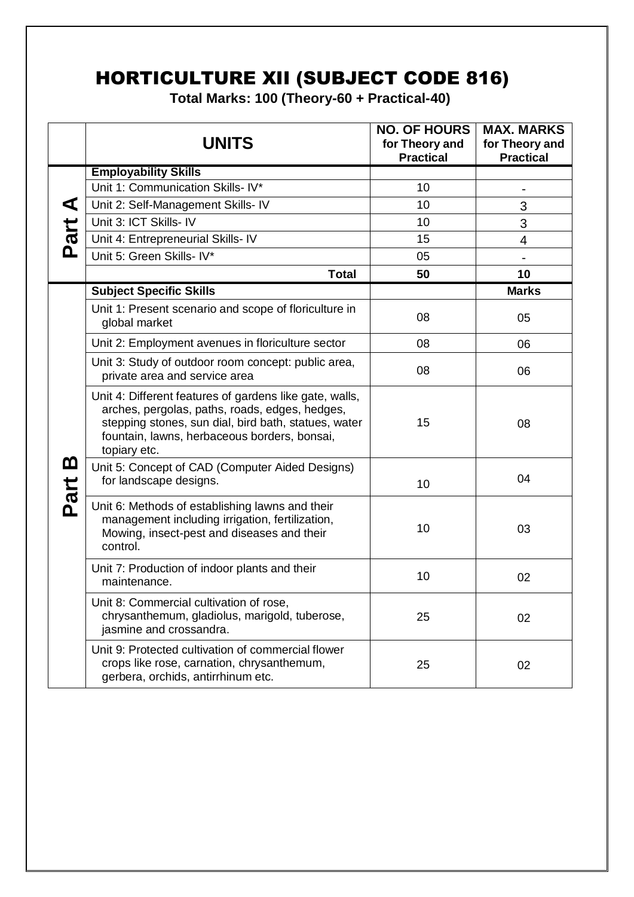# HORTICULTURE XII (SUBJECT CODE 816)

**Total Marks: 100 (Theory-60 + Practical-40)**

| | **UNITS** | **NO. OF HOURS for Theory and Practical** | **MAX. MARKS for Theory and Practical** |
|---|---|---|---|
| **Part A** | **Employability Skills** | | |
| | Unit 1: Communication Skills- IV* | 10 | - |
| | Unit 2: Self-Management Skills- IV | 10 | 3 |
| | Unit 3: ICT Skills- IV | 10 | 3 |
| | Unit 4: Entrepreneurial Skills- IV | 15 | 4 |
| | Unit 5: Green Skills- IV* | 05 | - |
| | **Total** | **50** | **10** |
| **Part B** | **Subject Specific Skills** | | **Marks** |
| | Unit 1: Present scenario and scope of floriculture in global market | 08 | 05 |
| | Unit 2: Employment avenues in floriculture sector | 08 | 06 |
| | Unit 3: Study of outdoor room concept: public area, private area and service area | 08 | 06 |
| | Unit 4: Different features of gardens like gate, walls, arches, pergolas, paths, roads, edges, hedges, stepping stones, sun dial, bird bath, statues, water fountain, lawns, herbaceous borders, bonsai, topiary etc. | 15 | 08 |
| | Unit 5: Concept of CAD (Computer Aided Designs) for landscape designs. | 10 | 04 |
| | Unit 6: Methods of establishing lawns and their management including irrigation, fertilization, Mowing, insect-pest and diseases and their control. | 10 | 03 |
| | Unit 7: Production of indoor plants and their maintenance. | 10 | 02 |
| | Unit 8: Commercial cultivation of rose, chrysanthemum, gladiolus, marigold, tuberose, jasmine and crossandra. | 25 | 02 |
| | Unit 9: Protected cultivation of commercial flower crops like rose, carnation, chrysanthemum, gerbera, orchids, antirrhinum etc. | 25 | 02 |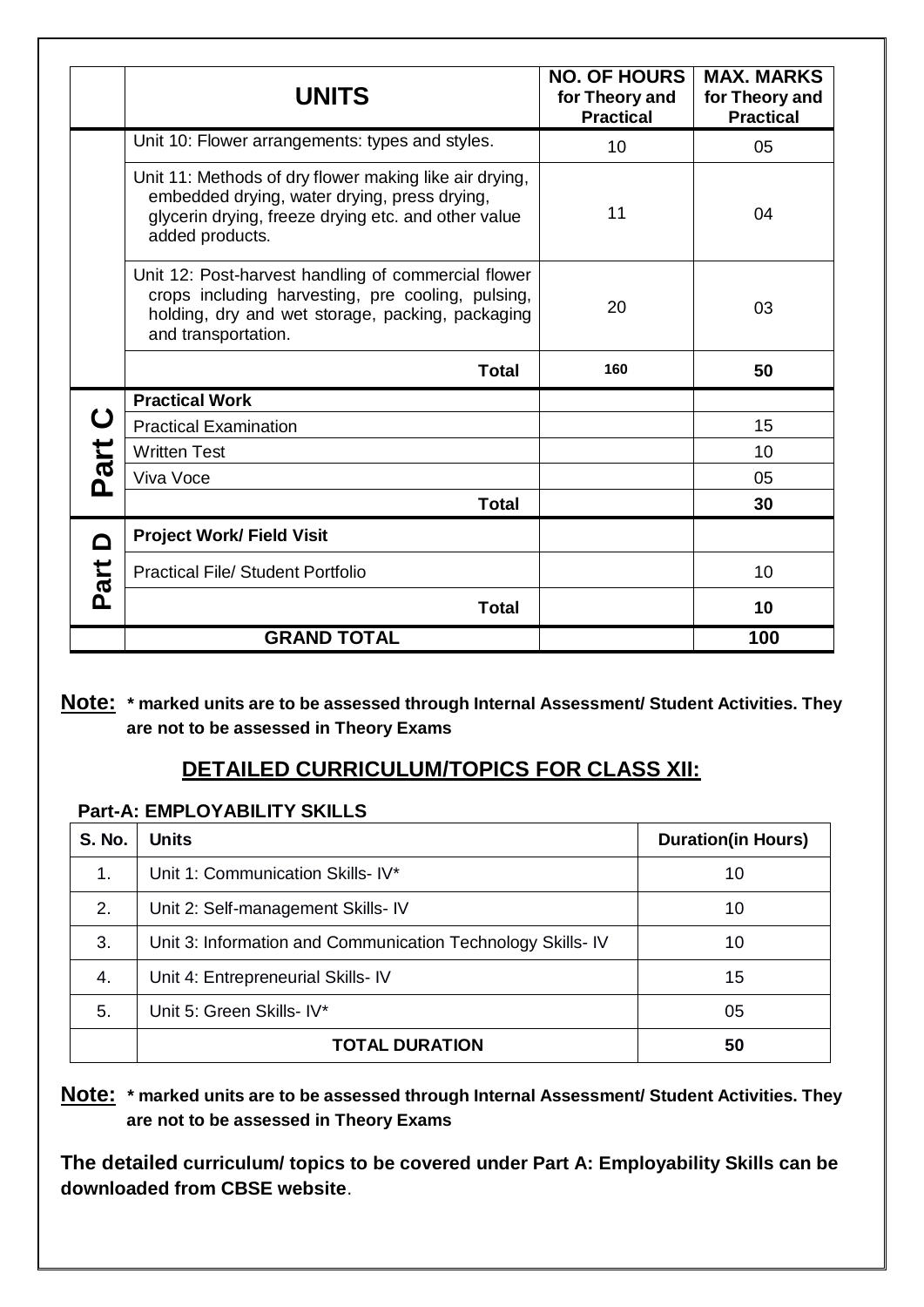| | UNITS | NO. OF HOURS for Theory and Practical | MAX. MARKS for Theory and Practical |
|---|---|---|---|
| | Unit 10: Flower arrangements: types and styles. | 10 | 05 |
| | Unit 11: Methods of dry flower making like air drying, embedded drying, water drying, press drying, glycerin drying, freeze drying etc. and other value added products. | 11 | 04 |
| | Unit 12: Post-harvest handling of commercial flower crops including harvesting, pre cooling, pulsing, holding, dry and wet storage, packing, packaging and transportation. | 20 | 03 |
| | **Total** | **160** | **50** |
| Part C | **Practical Work** | | |
| | Practical Examination | | 15 |
| | Written Test | | 10 |
| | Viva Voce | | 05 |
| | **Total** | | **30** |
| Part D | **Project Work/ Field Visit** | | |
| | Practical File/ Student Portfolio | | 10 |
| | **Total** | | **10** |
| | **GRAND TOTAL** | | **100** |

**Note:** **\* marked units are to be assessed through Internal Assessment/ Student Activities. They are not to be assessed in Theory Exams**

## DETAILED CURRICULUM/TOPICS FOR CLASS XII:

**Part-A: EMPLOYABILITY SKILLS**

| S. No. | Units | Duration(in Hours) |
|---|---|---|
| 1. | Unit 1: Communication Skills- IV* | 10 |
| 2. | Unit 2: Self-management Skills- IV | 10 |
| 3. | Unit 3: Information and Communication Technology Skills- IV | 10 |
| 4. | Unit 4: Entrepreneurial Skills- IV | 15 |
| 5. | Unit 5: Green Skills- IV* | 05 |
| | **TOTAL DURATION** | **50** |

**Note:** **\* marked units are to be assessed through Internal Assessment/ Student Activities. They are not to be assessed in Theory Exams**

**The detailed curriculum/ topics to be covered under Part A: Employability Skills can be downloaded from CBSE website**.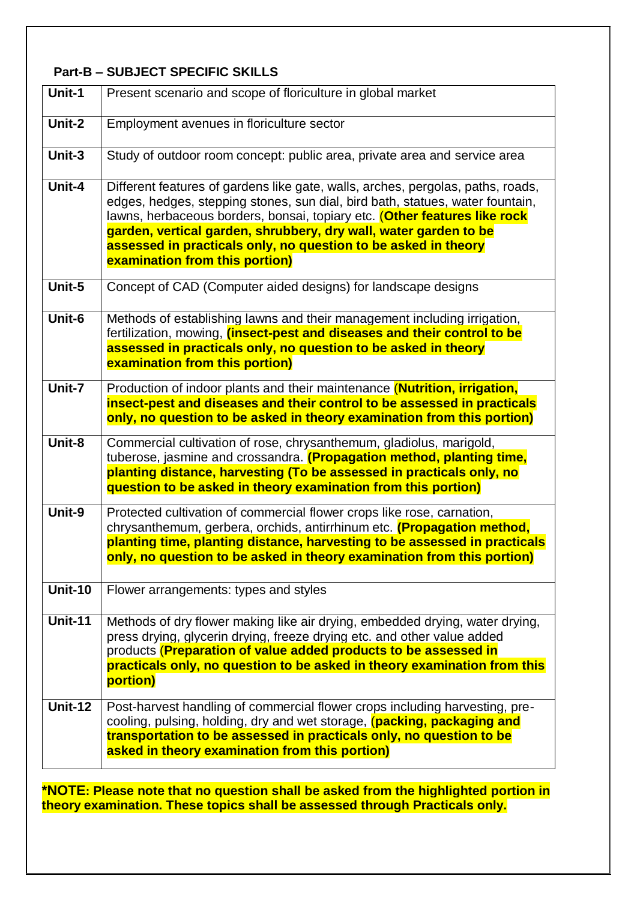## Part-B – SUBJECT SPECIFIC SKILLS

| | |
|---|---|
| **Unit-1** | Present scenario and scope of floriculture in global market |
| **Unit-2** | Employment avenues in floriculture sector |
| **Unit-3** | Study of outdoor room concept: public area, private area and service area |
| **Unit-4** | Different features of gardens like gate, walls, arches, pergolas, paths, roads, edges, hedges, stepping stones, sun dial, bird bath, statues, water fountain, lawns, herbaceous borders, bonsai, topiary etc. **(Other features like rock garden, vertical garden, shrubbery, dry wall, water garden to be assessed in practicals only, no question to be asked in theory examination from this portion)** |
| **Unit-5** | Concept of CAD (Computer aided designs) for landscape designs |
| **Unit-6** | Methods of establishing lawns and their management including irrigation, fertilization, mowing, **(insect-pest and diseases and their control to be assessed in practicals only, no question to be asked in theory examination from this portion)** |
| **Unit-7** | Production of indoor plants and their maintenance **(Nutrition, irrigation, insect-pest and diseases and their control to be assessed in practicals only, no question to be asked in theory examination from this portion)** |
| **Unit-8** | Commercial cultivation of rose, chrysanthemum, gladiolus, marigold, tuberose, jasmine and crossandra. **(Propagation method, planting time, planting distance, harvesting (To be assessed in practicals only, no question to be asked in theory examination from this portion)** |
| **Unit-9** | Protected cultivation of commercial flower crops like rose, carnation, chrysanthemum, gerbera, orchids, antirrhinum etc. **(Propagation method, planting time, planting distance, harvesting to be assessed in practicals only, no question to be asked in theory examination from this portion)** |
| **Unit-10** | Flower arrangements: types and styles |
| **Unit-11** | Methods of dry flower making like air drying, embedded drying, water drying, press drying, glycerin drying, freeze drying etc. and other value added products **(Preparation of value added products to be assessed in practicals only, no question to be asked in theory examination from this portion)** |
| **Unit-12** | Post-harvest handling of commercial flower crops including harvesting, pre-cooling, pulsing, holding, dry and wet storage, **(packing, packaging and transportation to be assessed in practicals only, no question to be asked in theory examination from this portion)** |

***NOTE: Please note that no question shall be asked from the highlighted portion in theory examination. These topics shall be assessed through Practicals only.**